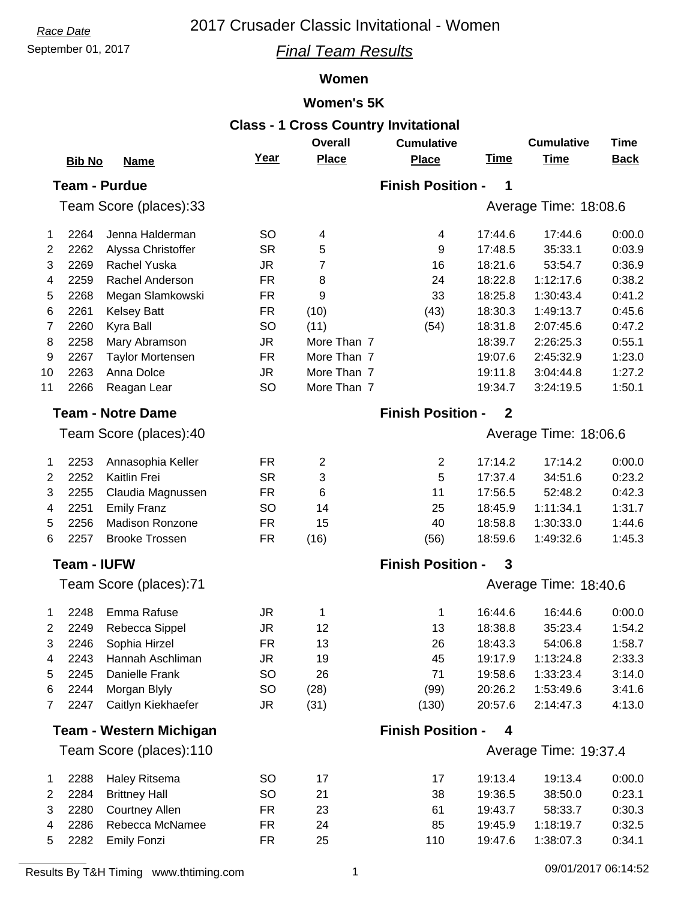Race Date

September 01, 2017

# 2017 Crusader Classic Invitational - Women

## *Final Team Results*

### Women

### Women's 5K

### Class - 1 Cross Country Invitational

**Team - Purdue** — Finish Position - 1

Team Score (places):33 — Average Time: 18:08.6

| | Bib No | Name | Year | Overall Place | Cumulative Place | Time | Cumulative Time | Time Back |
|---|---|---|---|---|---|---|---|---|
| 1 | 2264 | Jenna Halderman | SO | 4 | 4 | 17:44.6 | 17:44.6 | 0:00.0 |
| 2 | 2262 | Alyssa Christoffer | SR | 5 | 9 | 17:48.5 | 35:33.1 | 0:03.9 |
| 3 | 2269 | Rachel Yuska | JR | 7 | 16 | 18:21.6 | 53:54.7 | 0:36.9 |
| 4 | 2259 | Rachel Anderson | FR | 8 | 24 | 18:22.8 | 1:12:17.6 | 0:38.2 |
| 5 | 2268 | Megan Slamkowski | FR | 9 | 33 | 18:25.8 | 1:30:43.4 | 0:41.2 |
| 6 | 2261 | Kelsey Batt | FR | (10) | (43) | 18:30.3 | 1:49:13.7 | 0:45.6 |
| 7 | 2260 | Kyra Ball | SO | (11) | (54) | 18:31.8 | 2:07:45.6 | 0:47.2 |
| 8 | 2258 | Mary Abramson | JR | More Than 7 | | 18:39.7 | 2:26:25.3 | 0:55.1 |
| 9 | 2267 | Taylor Mortensen | FR | More Than 7 | | 19:07.6 | 2:45:32.9 | 1:23.0 |
| 10 | 2263 | Anna Dolce | JR | More Than 7 | | 19:11.8 | 3:04:44.8 | 1:27.2 |
| 11 | 2266 | Reagan Lear | SO | More Than 7 | | 19:34.7 | 3:24:19.5 | 1:50.1 |

**Team - Notre Dame** — Finish Position - 2

Team Score (places):40 — Average Time: 18:06.6

| | Bib No | Name | Year | Overall Place | Cumulative Place | Time | Cumulative Time | Time Back |
|---|---|---|---|---|---|---|---|---|
| 1 | 2253 | Annasophia Keller | FR | 2 | 2 | 17:14.2 | 17:14.2 | 0:00.0 |
| 2 | 2252 | Kaitlin Frei | SR | 3 | 5 | 17:37.4 | 34:51.6 | 0:23.2 |
| 3 | 2255 | Claudia Magnussen | FR | 6 | 11 | 17:56.5 | 52:48.2 | 0:42.3 |
| 4 | 2251 | Emily Franz | SO | 14 | 25 | 18:45.9 | 1:11:34.1 | 1:31.7 |
| 5 | 2256 | Madison Ronzone | FR | 15 | 40 | 18:58.8 | 1:30:33.0 | 1:44.6 |
| 6 | 2257 | Brooke Trossen | FR | (16) | (56) | 18:59.6 | 1:49:32.6 | 1:45.3 |

**Team - IUFW** — Finish Position - 3

Team Score (places):71 — Average Time: 18:40.6

| | Bib No | Name | Year | Overall Place | Cumulative Place | Time | Cumulative Time | Time Back |
|---|---|---|---|---|---|---|---|---|
| 1 | 2248 | Emma Rafuse | JR | 1 | 1 | 16:44.6 | 16:44.6 | 0:00.0 |
| 2 | 2249 | Rebecca Sippel | JR | 12 | 13 | 18:38.8 | 35:23.4 | 1:54.2 |
| 3 | 2246 | Sophia Hirzel | FR | 13 | 26 | 18:43.3 | 54:06.8 | 1:58.7 |
| 4 | 2243 | Hannah Aschliman | JR | 19 | 45 | 19:17.9 | 1:13:24.8 | 2:33.3 |
| 5 | 2245 | Danielle Frank | SO | 26 | 71 | 19:58.6 | 1:33:23.4 | 3:14.0 |
| 6 | 2244 | Morgan Blyly | SO | (28) | (99) | 20:26.2 | 1:53:49.6 | 3:41.6 |
| 7 | 2247 | Caitlyn Kiekhaefer | JR | (31) | (130) | 20:57.6 | 2:14:47.3 | 4:13.0 |

**Team - Western Michigan** — Finish Position - 4

Team Score (places):110 — Average Time: 19:37.4

| | Bib No | Name | Year | Overall Place | Cumulative Place | Time | Cumulative Time | Time Back |
|---|---|---|---|---|---|---|---|---|
| 1 | 2288 | Haley Ritsema | SO | 17 | 17 | 19:13.4 | 19:13.4 | 0:00.0 |
| 2 | 2284 | Brittney Hall | SO | 21 | 38 | 19:36.5 | 38:50.0 | 0:23.1 |
| 3 | 2280 | Courtney Allen | FR | 23 | 61 | 19:43.7 | 58:33.7 | 0:30.3 |
| 4 | 2286 | Rebecca McNamee | FR | 24 | 85 | 19:45.9 | 1:18:19.7 | 0:32.5 |
| 5 | 2282 | Emily Fonzi | FR | 25 | 110 | 19:47.6 | 1:38:07.3 | 0:34.1 |

Results By T&H Timing www.thtiming.com — 09/01/2017 06:14:52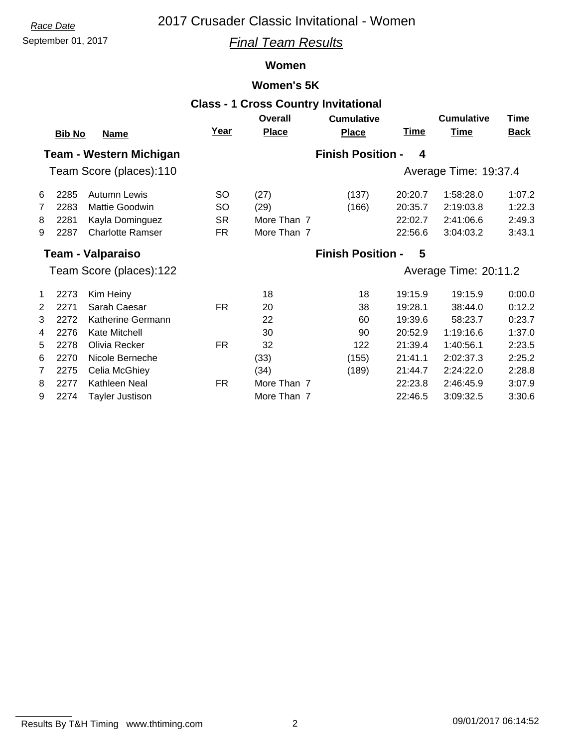Race Date

September 01, 2017

# 2017 Crusader Classic Invitational - Women

## *Final Team Results*

### Women

### Women's 5K

### Class - 1 Cross Country Invitational

| | Bib No | Name | Year | Overall Place | Cumulative Place | Time | Cumulative Time | Time Back |
|---|---|---|---|---|---|---|---|---|
| **Team - Western Michigan** | | | | **Finish Position - 4** | | | | |
| Team Score (places):110 | | | | | | Average Time: 19:37.4 | | |
| 6 | 2285 | Autumn Lewis | SO | (27) | (137) | 20:20.7 | 1:58:28.0 | 1:07.2 |
| 7 | 2283 | Mattie Goodwin | SO | (29) | (166) | 20:35.7 | 2:19:03.8 | 1:22.3 |
| 8 | 2281 | Kayla Dominguez | SR | More Than 7 | | 22:02.7 | 2:41:06.6 | 2:49.3 |
| 9 | 2287 | Charlotte Ramser | FR | More Than 7 | | 22:56.6 | 3:04:03.2 | 3:43.1 |
| **Team - Valparaiso** | | | | **Finish Position - 5** | | | | |
| Team Score (places):122 | | | | | | Average Time: 20:11.2 | | |
| 1 | 2273 | Kim Heiny | | 18 | 18 | 19:15.9 | 19:15.9 | 0:00.0 |
| 2 | 2271 | Sarah Caesar | FR | 20 | 38 | 19:28.1 | 38:44.0 | 0:12.2 |
| 3 | 2272 | Katherine Germann | | 22 | 60 | 19:39.6 | 58:23.7 | 0:23.7 |
| 4 | 2276 | Kate Mitchell | | 30 | 90 | 20:52.9 | 1:19:16.6 | 1:37.0 |
| 5 | 2278 | Olivia Recker | FR | 32 | 122 | 21:39.4 | 1:40:56.1 | 2:23.5 |
| 6 | 2270 | Nicole Berneche | | (33) | (155) | 21:41.1 | 2:02:37.3 | 2:25.2 |
| 7 | 2275 | Celia McGhiey | | (34) | (189) | 21:44.7 | 2:24:22.0 | 2:28.8 |
| 8 | 2277 | Kathleen Neal | FR | More Than 7 | | 22:23.8 | 2:46:45.9 | 3:07.9 |
| 9 | 2274 | Tayler Justison | | More Than 7 | | 22:46.5 | 3:09:32.5 | 3:30.6 |

Results By T&H Timing www.thtiming.com 09/01/2017 06:14:52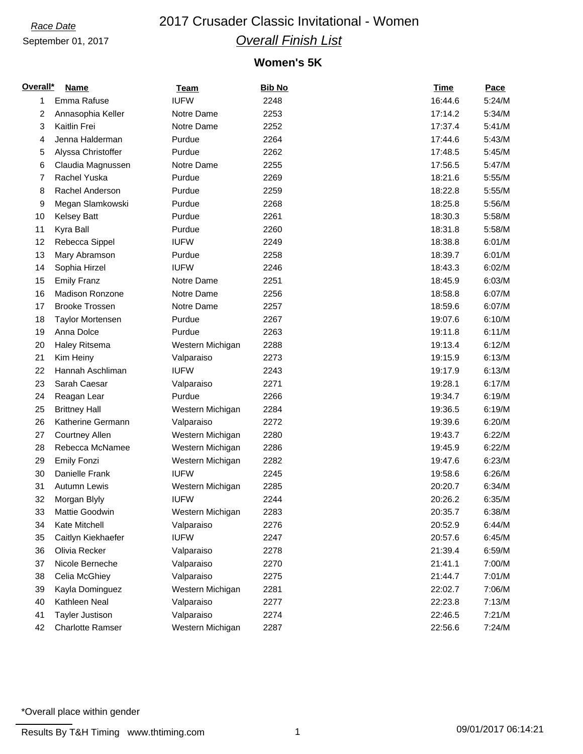Race Date

September 01, 2017

# 2017 Crusader Classic Invitational - Women

## Overall Finish List

### Women's 5K

| Overall* | Name | Team | Bib No | Time | Pace |
|---|---|---|---|---|---|
| 1 | Emma Rafuse | IUFW | 2248 | 16:44.6 | 5:24/M |
| 2 | Annasophia Keller | Notre Dame | 2253 | 17:14.2 | 5:34/M |
| 3 | Kaitlin Frei | Notre Dame | 2252 | 17:37.4 | 5:41/M |
| 4 | Jenna Halderman | Purdue | 2264 | 17:44.6 | 5:43/M |
| 5 | Alyssa Christoffer | Purdue | 2262 | 17:48.5 | 5:45/M |
| 6 | Claudia Magnussen | Notre Dame | 2255 | 17:56.5 | 5:47/M |
| 7 | Rachel Yuska | Purdue | 2269 | 18:21.6 | 5:55/M |
| 8 | Rachel Anderson | Purdue | 2259 | 18:22.8 | 5:55/M |
| 9 | Megan Slamkowski | Purdue | 2268 | 18:25.8 | 5:56/M |
| 10 | Kelsey Batt | Purdue | 2261 | 18:30.3 | 5:58/M |
| 11 | Kyra Ball | Purdue | 2260 | 18:31.8 | 5:58/M |
| 12 | Rebecca Sippel | IUFW | 2249 | 18:38.8 | 6:01/M |
| 13 | Mary Abramson | Purdue | 2258 | 18:39.7 | 6:01/M |
| 14 | Sophia Hirzel | IUFW | 2246 | 18:43.3 | 6:02/M |
| 15 | Emily Franz | Notre Dame | 2251 | 18:45.9 | 6:03/M |
| 16 | Madison Ronzone | Notre Dame | 2256 | 18:58.8 | 6:07/M |
| 17 | Brooke Trossen | Notre Dame | 2257 | 18:59.6 | 6:07/M |
| 18 | Taylor Mortensen | Purdue | 2267 | 19:07.6 | 6:10/M |
| 19 | Anna Dolce | Purdue | 2263 | 19:11.8 | 6:11/M |
| 20 | Haley Ritsema | Western Michigan | 2288 | 19:13.4 | 6:12/M |
| 21 | Kim Heiny | Valparaiso | 2273 | 19:15.9 | 6:13/M |
| 22 | Hannah Aschliman | IUFW | 2243 | 19:17.9 | 6:13/M |
| 23 | Sarah Caesar | Valparaiso | 2271 | 19:28.1 | 6:17/M |
| 24 | Reagan Lear | Purdue | 2266 | 19:34.7 | 6:19/M |
| 25 | Brittney Hall | Western Michigan | 2284 | 19:36.5 | 6:19/M |
| 26 | Katherine Germann | Valparaiso | 2272 | 19:39.6 | 6:20/M |
| 27 | Courtney Allen | Western Michigan | 2280 | 19:43.7 | 6:22/M |
| 28 | Rebecca McNamee | Western Michigan | 2286 | 19:45.9 | 6:22/M |
| 29 | Emily Fonzi | Western Michigan | 2282 | 19:47.6 | 6:23/M |
| 30 | Danielle Frank | IUFW | 2245 | 19:58.6 | 6:26/M |
| 31 | Autumn Lewis | Western Michigan | 2285 | 20:20.7 | 6:34/M |
| 32 | Morgan Blyly | IUFW | 2244 | 20:26.2 | 6:35/M |
| 33 | Mattie Goodwin | Western Michigan | 2283 | 20:35.7 | 6:38/M |
| 34 | Kate Mitchell | Valparaiso | 2276 | 20:52.9 | 6:44/M |
| 35 | Caitlyn Kiekhaefer | IUFW | 2247 | 20:57.6 | 6:45/M |
| 36 | Olivia Recker | Valparaiso | 2278 | 21:39.4 | 6:59/M |
| 37 | Nicole Berneche | Valparaiso | 2270 | 21:41.1 | 7:00/M |
| 38 | Celia McGhiey | Valparaiso | 2275 | 21:44.7 | 7:01/M |
| 39 | Kayla Dominguez | Western Michigan | 2281 | 22:02.7 | 7:06/M |
| 40 | Kathleen Neal | Valparaiso | 2277 | 22:23.8 | 7:13/M |
| 41 | Tayler Justison | Valparaiso | 2274 | 22:46.5 | 7:21/M |
| 42 | Charlotte Ramser | Western Michigan | 2287 | 22:56.6 | 7:24/M |

*Overall place within gender

Results By T&H Timing www.thtiming.com

09/01/2017 06:14:21